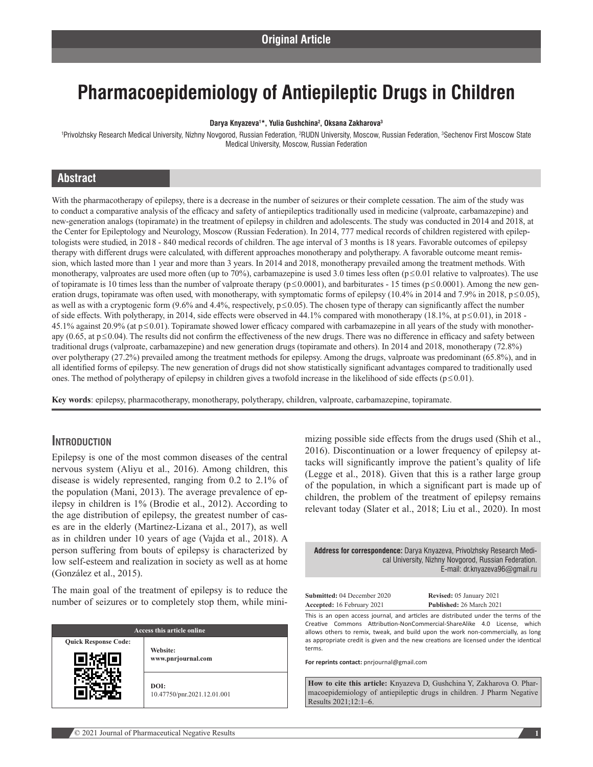Original Article

# Pharmacoepidemiology of Antiepileptic Drugs in Children

**Darya Knyazeva[1]*, Yulia Gushchina[2], Oksana Zakharova[3]**

[1]Privolzhsky Research Medical University, Nizhny Novgorod, Russian Federation, [2]RUDN University, Moscow, Russian Federation, [3]Sechenov First Moscow State Medical University, Moscow, Russian Federation

## Abstract

With the pharmacotherapy of epilepsy, there is a decrease in the number of seizures or their complete cessation. The aim of the study was to conduct a comparative analysis of the efficacy and safety of antiepileptics traditionally used in medicine (valproate, carbamazepine) and new-generation analogs (topiramate) in the treatment of epilepsy in children and adolescents. The study was conducted in 2014 and 2018, at the Center for Epileptology and Neurology, Moscow (Russian Federation). In 2014, 777 medical records of children registered with epileptologists were studied, in 2018 - 840 medical records of children. The age interval of 3 months is 18 years. Favorable outcomes of epilepsy therapy with different drugs were calculated, with different approaches monotherapy and polytherapy. A favorable outcome meant remission, which lasted more than 1 year and more than 3 years. In 2014 and 2018, monotherapy prevailed among the treatment methods. With monotherapy, valproates are used more often (up to 70%), carbamazepine is used 3.0 times less often ($p \leq 0.01$ relative to valproates). The use of topiramate is 10 times less than the number of valproate therapy ($p \leq 0.0001$), and barbiturates - 15 times ($p \leq 0.0001$). Among the new generation drugs, topiramate was often used, with monotherapy, with symptomatic forms of epilepsy (10.4% in 2014 and 7.9% in 2018, $p \leq 0.05$), as well as with a cryptogenic form (9.6% and 4.4%, respectively, $p \leq 0.05$). The chosen type of therapy can significantly affect the number of side effects. With polytherapy, in 2014, side effects were observed in 44.1% compared with monotherapy (18.1%, at $p \leq 0.01$), in 2018 - 45.1% against 20.9% (at $p \leq 0.01$). Topiramate showed lower efficacy compared with carbamazepine in all years of the study with monotherapy (0.65, at $p \leq 0.04$). The results did not confirm the effectiveness of the new drugs. There was no difference in efficacy and safety between traditional drugs (valproate, carbamazepine) and new generation drugs (topiramate and others). In 2014 and 2018, monotherapy (72.8%) over polytherapy (27.2%) prevailed among the treatment methods for epilepsy. Among the drugs, valproate was predominant (65.8%), and in all identified forms of epilepsy. The new generation of drugs did not show statistically significant advantages compared to traditionally used ones. The method of polytherapy of epilepsy in children gives a twofold increase in the likelihood of side effects ($p \leq 0.01$).

**Key words**: epilepsy, pharmacotherapy, monotherapy, polytherapy, children, valproate, carbamazepine, topiramate.

## Introduction

Epilepsy is one of the most common diseases of the central nervous system (Aliyu et al., 2016). Among children, this disease is widely represented, ranging from 0.2 to 2.1% of the population (Mani, 2013). The average prevalence of epilepsy in children is 1% (Brodie et al., 2012). According to the age distribution of epilepsy, the greatest number of cases are in the elderly (Martinez-Lizana et al., 2017), as well as in children under 10 years of age (Vajda et al., 2018). A person suffering from bouts of epilepsy is characterized by low self-esteem and realization in society as well as at home (González et al., 2015).

The main goal of the treatment of epilepsy is to reduce the number of seizures or to completely stop them, while minimizing possible side effects from the drugs used (Shih et al., 2016). Discontinuation or a lower frequency of epilepsy attacks will significantly improve the patient's quality of life (Legge et al., 2018). Given that this is a rather large group of the population, in which a significant part is made up of children, the problem of the treatment of epilepsy remains relevant today (Slater et al., 2018; Liu et al., 2020). In most

**Address for correspondence:** Darya Knyazeva, Privolzhsky Research Medical University, Nizhny Novgorod, Russian Federation. E-mail: dr.knyazeva96@gmail.ru

| | |
|---|---|
| **Submitted:** 04 December 2020 | **Revised:** 05 January 2021 |
| **Accepted:** 16 February 2021 | **Published:** 26 March 2021 |

This is an open access journal, and articles are distributed under the terms of the Creative Commons Attribution-NonCommercial-ShareAlike 4.0 License, which allows others to remix, tweak, and build upon the work non-commercially, as long as appropriate credit is given and the new creations are licensed under the identical terms.

**For reprints contact:** pnrjournal@gmail.com

| Access this article online | |
|---|---|
| **Quick Response Code:** | **Website:** www.pnrjournal.com |
| | **DOI:** 10.47750/pnr.2021.12.01.001 |

**How to cite this article:** Knyazeva D, Gushchina Y, Zakharova O. Pharmacoepidemiology of antiepileptic drugs in children. J Pharm Negative Results 2021;12:1–6.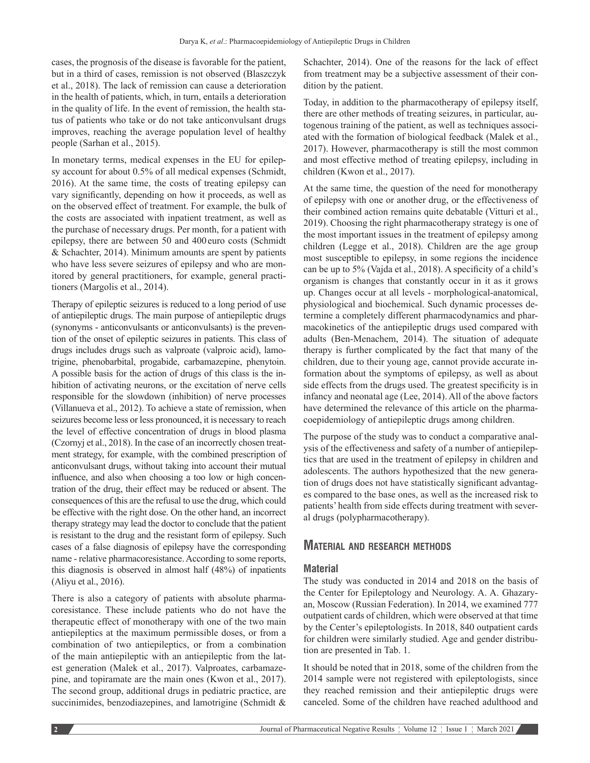cases, the prognosis of the disease is favorable for the patient, but in a third of cases, remission is not observed (Blaszczyk et al., 2018). The lack of remission can cause a deterioration in the health of patients, which, in turn, entails a deterioration in the quality of life. In the event of remission, the health status of patients who take or do not take anticonvulsant drugs improves, reaching the average population level of healthy people (Sarhan et al., 2015).

In monetary terms, medical expenses in the EU for epilepsy account for about 0.5% of all medical expenses (Schmidt, 2016). At the same time, the costs of treating epilepsy can vary significantly, depending on how it proceeds, as well as on the observed effect of treatment. For example, the bulk of the costs are associated with inpatient treatment, as well as the purchase of necessary drugs. Per month, for a patient with epilepsy, there are between 50 and 400 euro costs (Schmidt & Schachter, 2014). Minimum amounts are spent by patients who have less severe seizures of epilepsy and who are monitored by general practitioners, for example, general practitioners (Margolis et al., 2014).

Therapy of epileptic seizures is reduced to a long period of use of antiepileptic drugs. The main purpose of antiepileptic drugs (synonyms - anticonvulsants or anticonvulsants) is the prevention of the onset of epileptic seizures in patients. This class of drugs includes drugs such as valproate (valproic acid), lamotrigine, phenobarbital, progabide, carbamazepine, phenytoin. A possible basis for the action of drugs of this class is the inhibition of activating neurons, or the excitation of nerve cells responsible for the slowdown (inhibition) of nerve processes (Villanueva et al., 2012). To achieve a state of remission, when seizures become less or less pronounced, it is necessary to reach the level of effective concentration of drugs in blood plasma (Czornyj et al., 2018). In the case of an incorrectly chosen treatment strategy, for example, with the combined prescription of anticonvulsant drugs, without taking into account their mutual influence, and also when choosing a too low or high concentration of the drug, their effect may be reduced or absent. The consequences of this are the refusal to use the drug, which could be effective with the right dose. On the other hand, an incorrect therapy strategy may lead the doctor to conclude that the patient is resistant to the drug and the resistant form of epilepsy. Such cases of a false diagnosis of epilepsy have the corresponding name - relative pharmacoresistance. According to some reports, this diagnosis is observed in almost half (48%) of inpatients (Aliyu et al., 2016).

There is also a category of patients with absolute pharmacoresistance. These include patients who do not have the therapeutic effect of monotherapy with one of the two main antiepileptics at the maximum permissible doses, or from a combination of two antiepileptics, or from a combination of the main antiepileptic with an antiepileptic from the latest generation (Malek et al., 2017). Valproates, carbamazepine, and topiramate are the main ones (Kwon et al., 2017). The second group, additional drugs in pediatric practice, are succinimides, benzodiazepines, and lamotrigine (Schmidt & Schachter, 2014). One of the reasons for the lack of effect from treatment may be a subjective assessment of their condition by the patient.

Today, in addition to the pharmacotherapy of epilepsy itself, there are other methods of treating seizures, in particular, autogenous training of the patient, as well as techniques associated with the formation of biological feedback (Malek et al., 2017). However, pharmacotherapy is still the most common and most effective method of treating epilepsy, including in children (Kwon et al., 2017).

At the same time, the question of the need for monotherapy of epilepsy with one or another drug, or the effectiveness of their combined action remains quite debatable (Vitturi et al., 2019). Choosing the right pharmacotherapy strategy is one of the most important issues in the treatment of epilepsy among children (Legge et al., 2018). Children are the age group most susceptible to epilepsy, in some regions the incidence can be up to 5% (Vajda et al., 2018). A specificity of a child's organism is changes that constantly occur in it as it grows up. Changes occur at all levels - morphological-anatomical, physiological and biochemical. Such dynamic processes determine a completely different pharmacodynamics and pharmacokinetics of the antiepileptic drugs used compared with adults (Ben-Menachem, 2014). The situation of adequate therapy is further complicated by the fact that many of the children, due to their young age, cannot provide accurate information about the symptoms of epilepsy, as well as about side effects from the drugs used. The greatest specificity is in infancy and neonatal age (Lee, 2014). All of the above factors have determined the relevance of this article on the pharmacoepidemiology of antiepileptic drugs among children.

The purpose of the study was to conduct a comparative analysis of the effectiveness and safety of a number of antiepileptics that are used in the treatment of epilepsy in children and adolescents. The authors hypothesized that the new generation of drugs does not have statistically significant advantages compared to the base ones, as well as the increased risk to patients' health from side effects during treatment with several drugs (polypharmacotherapy).

## Material and research methods

### Material

The study was conducted in 2014 and 2018 on the basis of the Center for Epileptology and Neurology. A. A. Ghazaryan, Moscow (Russian Federation). In 2014, we examined 777 outpatient cards of children, which were observed at that time by the Center's epileptologists. In 2018, 840 outpatient cards for children were similarly studied. Age and gender distribution are presented in Tab. 1.

It should be noted that in 2018, some of the children from the 2014 sample were not registered with epileptologists, since they reached remission and their antiepileptic drugs were canceled. Some of the children have reached adulthood and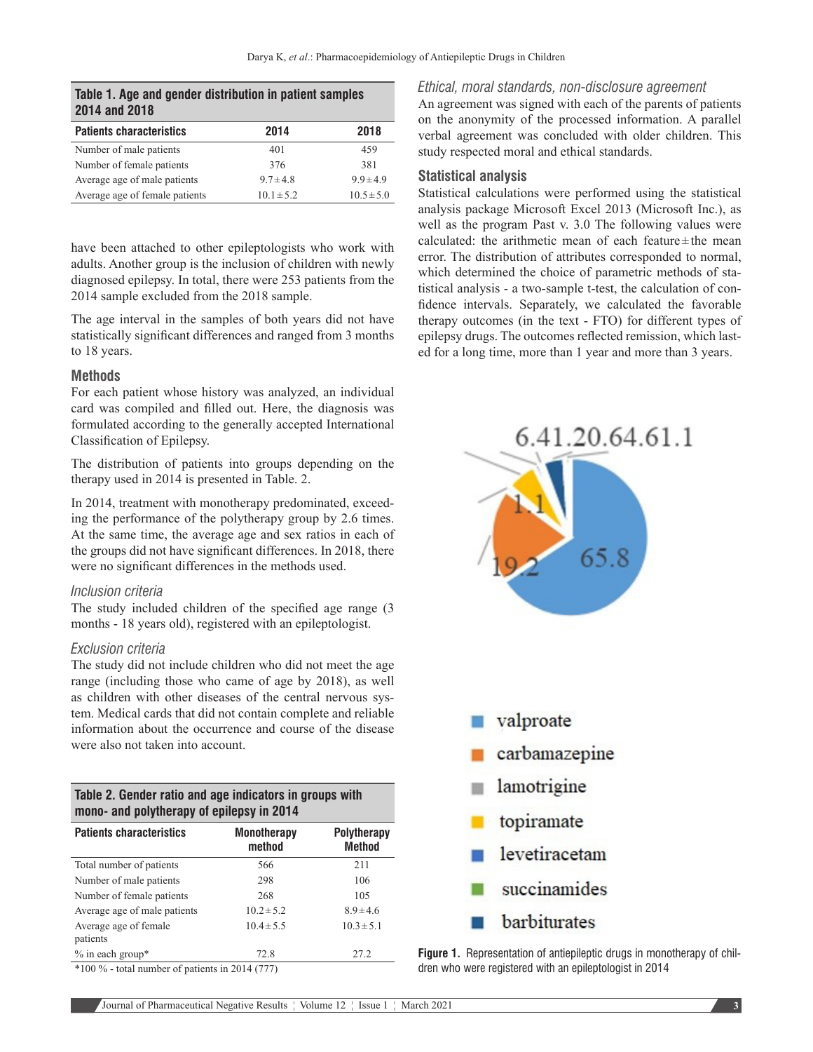**Table 1. Age and gender distribution in patient samples 2014 and 2018**

| Patients characteristics | 2014 | 2018 |
|---|---|---|
| Number of male patients | 401 | 459 |
| Number of female patients | 376 | 381 |
| Average age of male patients | 9.7±4.8 | 9.9±4.9 |
| Average age of female patients | 10.1±5.2 | 10.5±5.0 |

have been attached to other epileptologists who work with adults. Another group is the inclusion of children with newly diagnosed epilepsy. In total, there were 253 patients from the 2014 sample excluded from the 2018 sample.

The age interval in the samples of both years did not have statistically significant differences and ranged from 3 months to 18 years.

## Methods

For each patient whose history was analyzed, an individual card was compiled and filled out. Here, the diagnosis was formulated according to the generally accepted International Classification of Epilepsy.

The distribution of patients into groups depending on the therapy used in 2014 is presented in Table. 2.

In 2014, treatment with monotherapy predominated, exceeding the performance of the polytherapy group by 2.6 times. At the same time, the average age and sex ratios in each of the groups did not have significant differences. In 2018, there were no significant differences in the methods used.

### *Inclusion criteria*

The study included children of the specified age range (3 months - 18 years old), registered with an epileptologist.

### *Exclusion criteria*

The study did not include children who did not meet the age range (including those who came of age by 2018), as well as children with other diseases of the central nervous system. Medical cards that did not contain complete and reliable information about the occurrence and course of the disease were also not taken into account.

**Table 2. Gender ratio and age indicators in groups with mono- and polytherapy of epilepsy in 2014**

| Patients characteristics | Monotherapy method | Polytherapy Method |
|---|---|---|
| Total number of patients | 566 | 211 |
| Number of male patients | 298 | 106 |
| Number of female patients | 268 | 105 |
| Average age of male patients | 10.2±5.2 | 8.9±4.6 |
| Average age of female patients | 10.4±5.5 | 10.3±5.1 |
| % in each group* | 72.8 | 27.2 |

*100 % - total number of patients in 2014 (777)

### *Ethical, moral standards, non-disclosure agreement*

An agreement was signed with each of the parents of patients on the anonymity of the processed information. A parallel verbal agreement was concluded with older children. This study respected moral and ethical standards.

## Statistical analysis

Statistical calculations were performed using the statistical analysis package Microsoft Excel 2013 (Microsoft Inc.), as well as the program Past v. 3.0 The following values were calculated: the arithmetic mean of each feature±the mean error. The distribution of attributes corresponded to normal, which determined the choice of parametric methods of statistical analysis - a two-sample t-test, the calculation of confidence intervals. Separately, we calculated the favorable therapy outcomes (in the text - FTO) for different types of epilepsy drugs. The outcomes reflected remission, which lasted for a long time, more than 1 year and more than 3 years.

6.4 1.2 0.6 4.6 1.1

1.1

19.2

65.8

valproate
carbamazepine
lamotrigine
topiramate
levetiracetam
succinamides
barbiturates

**Figure 1.** Representation of antiepileptic drugs in monotherapy of children who were registered with an epileptologist in 2014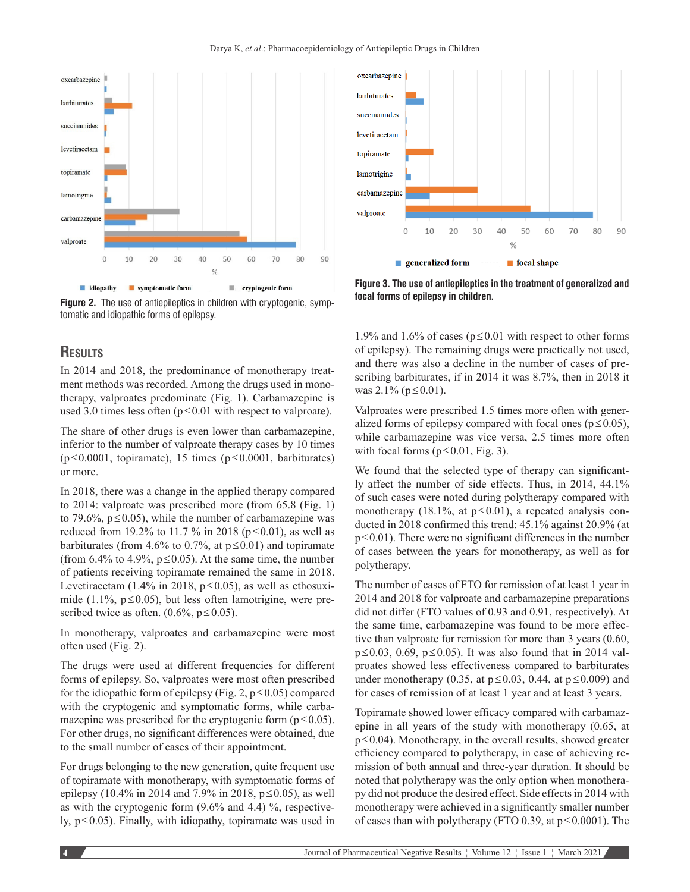Figure 2. The use of antiepileptics in children with cryptogenic, symptomatic and idiopathic forms of epilepsy.

Figure 3. The use of antiepileptics in the treatment of generalized and focal forms of epilepsy in children.

## Results

In 2014 and 2018, the predominance of monotherapy treatment methods was recorded. Among the drugs used in monotherapy, valproates predominate (Fig. 1). Carbamazepine is used 3.0 times less often ($p \leq 0.01$ with respect to valproate).

The share of other drugs is even lower than carbamazepine, inferior to the number of valproate therapy cases by 10 times ($p \leq 0.0001$, topiramate), 15 times ($p \leq 0.0001$, barbiturates) or more.

In 2018, there was a change in the applied therapy compared to 2014: valproate was prescribed more (from 65.8 (Fig. 1) to 79.6%, $p \leq 0.05$), while the number of carbamazepine was reduced from 19.2% to 11.7 % in 2018 ($p \leq 0.01$), as well as barbiturates (from 4.6% to 0.7%, at $p \leq 0.01$) and topiramate (from 6.4% to 4.9%, $p \leq 0.05$). At the same time, the number of patients receiving topiramate remained the same in 2018. Levetiracetam (1.4% in 2018, $p \leq 0.05$), as well as ethosuximide (1.1%, $p \leq 0.05$), but less often lamotrigine, were prescribed twice as often. (0.6%, $p \leq 0.05$).

In monotherapy, valproates and carbamazepine were most often used (Fig. 2).

The drugs were used at different frequencies for different forms of epilepsy. So, valproates were most often prescribed for the idiopathic form of epilepsy (Fig. 2, $p \leq 0.05$) compared with the cryptogenic and symptomatic forms, while carbamazepine was prescribed for the cryptogenic form ($p \leq 0.05$). For other drugs, no significant differences were obtained, due to the small number of cases of their appointment.

For drugs belonging to the new generation, quite frequent use of topiramate with monotherapy, with symptomatic forms of epilepsy (10.4% in 2014 and 7.9% in 2018, $p \leq 0.05$), as well as with the cryptogenic form (9.6% and 4.4) %, respectively, $p \leq 0.05$). Finally, with idiopathy, topiramate was used in 1.9% and 1.6% of cases ($p \leq 0.01$ with respect to other forms of epilepsy). The remaining drugs were practically not used, and there was also a decline in the number of cases of prescribing barbiturates, if in 2014 it was 8.7%, then in 2018 it was 2.1% ($p \leq 0.01$).

Valproates were prescribed 1.5 times more often with generalized forms of epilepsy compared with focal ones ($p \leq 0.05$), while carbamazepine was vice versa, 2.5 times more often with focal forms ($p \leq 0.01$, Fig. 3).

We found that the selected type of therapy can significantly affect the number of side effects. Thus, in 2014, 44.1% of such cases were noted during polytherapy compared with monotherapy (18.1%, at $p \leq 0.01$), a repeated analysis conducted in 2018 confirmed this trend: 45.1% against 20.9% (at $p \leq 0.01$). There were no significant differences in the number of cases between the years for monotherapy, as well as for polytherapy.

The number of cases of FTO for remission of at least 1 year in 2014 and 2018 for valproate and carbamazepine preparations did not differ (FTO values of 0.93 and 0.91, respectively). At the same time, carbamazepine was found to be more effective than valproate for remission for more than 3 years (0.60, $p \leq 0.03$, 0.69, $p \leq 0.05$). It was also found that in 2014 valproates showed less effectiveness compared to barbiturates under monotherapy (0.35, at $p \leq 0.03$, 0.44, at $p \leq 0.009$) and for cases of remission of at least 1 year and at least 3 years.

Topiramate showed lower efficacy compared with carbamazepine in all years of the study with monotherapy (0.65, at $p \leq 0.04$). Monotherapy, in the overall results, showed greater efficiency compared to polytherapy, in case of achieving remission of both annual and three-year duration. It should be noted that polytherapy was the only option when monotherapy did not produce the desired effect. Side effects in 2014 with monotherapy were achieved in a significantly smaller number of cases than with polytherapy (FTO 0.39, at $p \leq 0.0001$). The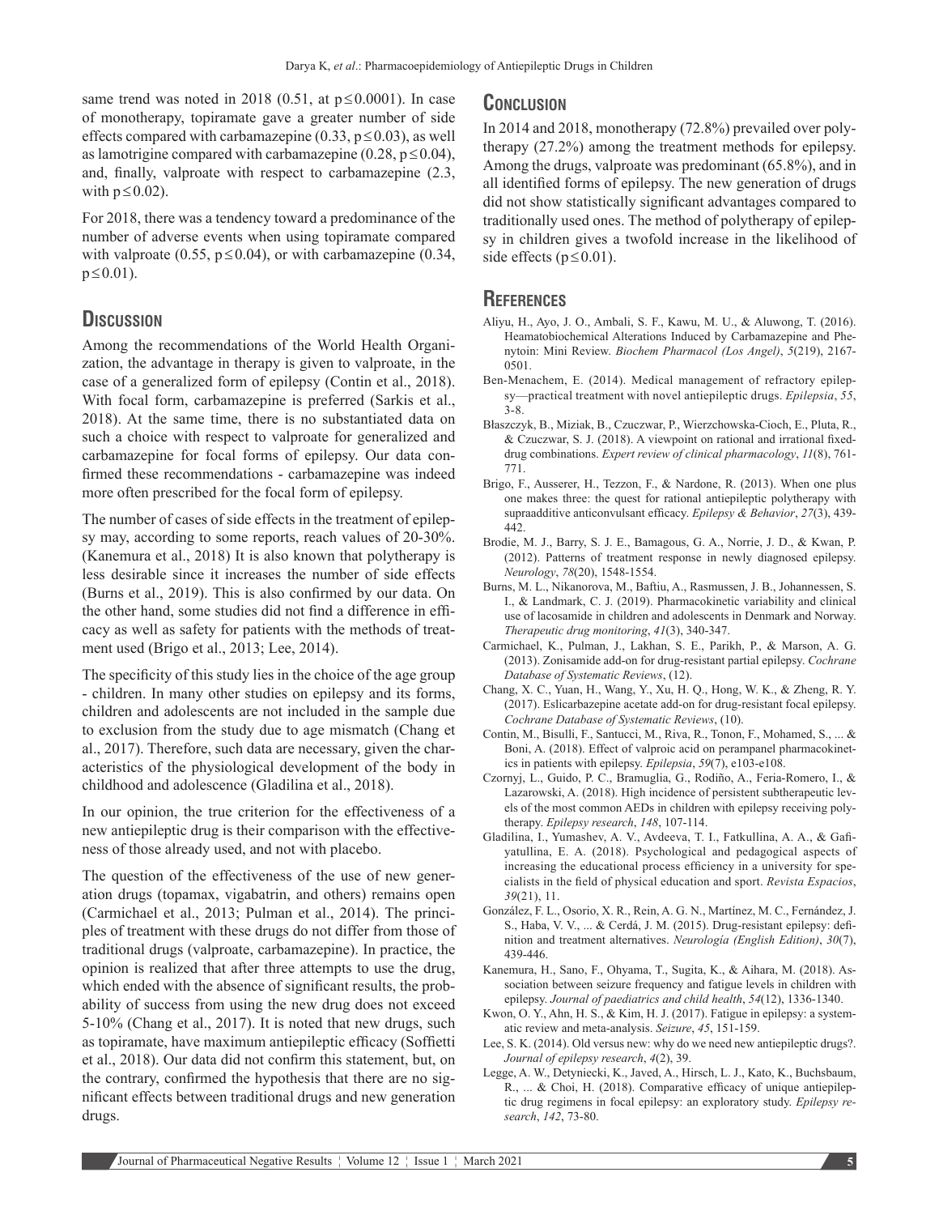same trend was noted in 2018 (0.51, at $p \leq 0.0001$). In case of monotherapy, topiramate gave a greater number of side effects compared with carbamazepine (0.33, $p \leq 0.03$), as well as lamotrigine compared with carbamazepine (0.28, $p \leq 0.04$), and, finally, valproate with respect to carbamazepine (2.3, with $p \leq 0.02$).

For 2018, there was a tendency toward a predominance of the number of adverse events when using topiramate compared with valproate (0.55, $p \leq 0.04$), or with carbamazepine (0.34, $p \leq 0.01$).

## Discussion

Among the recommendations of the World Health Organization, the advantage in therapy is given to valproate, in the case of a generalized form of epilepsy (Contin et al., 2018). With focal form, carbamazepine is preferred (Sarkis et al., 2018). At the same time, there is no substantiated data on such a choice with respect to valproate for generalized and carbamazepine for focal forms of epilepsy. Our data confirmed these recommendations - carbamazepine was indeed more often prescribed for the focal form of epilepsy.

The number of cases of side effects in the treatment of epilepsy may, according to some reports, reach values of 20-30%. (Kanemura et al., 2018) It is also known that polytherapy is less desirable since it increases the number of side effects (Burns et al., 2019). This is also confirmed by our data. On the other hand, some studies did not find a difference in efficacy as well as safety for patients with the methods of treatment used (Brigo et al., 2013; Lee, 2014).

The specificity of this study lies in the choice of the age group - children. In many other studies on epilepsy and its forms, children and adolescents are not included in the sample due to exclusion from the study due to age mismatch (Chang et al., 2017). Therefore, such data are necessary, given the characteristics of the physiological development of the body in childhood and adolescence (Gladilina et al., 2018).

In our opinion, the true criterion for the effectiveness of a new antiepileptic drug is their comparison with the effectiveness of those already used, and not with placebo.

The question of the effectiveness of the use of new generation drugs (topamax, vigabatrin, and others) remains open (Carmichael et al., 2013; Pulman et al., 2014). The principles of treatment with these drugs do not differ from those of traditional drugs (valproate, carbamazepine). In practice, the opinion is realized that after three attempts to use the drug, which ended with the absence of significant results, the probability of success from using the new drug does not exceed 5-10% (Chang et al., 2017). It is noted that new drugs, such as topiramate, have maximum antiepileptic efficacy (Soffietti et al., 2018). Our data did not confirm this statement, but, on the contrary, confirmed the hypothesis that there are no significant effects between traditional drugs and new generation drugs.

## Conclusion

In 2014 and 2018, monotherapy (72.8%) prevailed over polytherapy (27.2%) among the treatment methods for epilepsy. Among the drugs, valproate was predominant (65.8%), and in all identified forms of epilepsy. The new generation of drugs did not show statistically significant advantages compared to traditionally used ones. The method of polytherapy of epilepsy in children gives a twofold increase in the likelihood of side effects ($p \leq 0.01$).

## References

Aliyu, H., Ayo, J. O., Ambali, S. F., Kawu, M. U., & Aluwong, T. (2016). Heamatobiochemical Alterations Induced by Carbamazepine and Phenytoin: Mini Review. *Biochem Pharmacol (Los Angel)*, *5*(219), 2167-0501.

Ben-Menachem, E. (2014). Medical management of refractory epilepsy—practical treatment with novel antiepileptic drugs. *Epilepsia*, *55*, 3-8.

Błaszczyk, B., Miziak, B., Czuczwar, P., Wierzchowska-Cioch, E., Pluta, R., & Czuczwar, S. J. (2018). A viewpoint on rational and irrational fixed-drug combinations. *Expert review of clinical pharmacology*, *11*(8), 761-771.

Brigo, F., Ausserer, H., Tezzon, F., & Nardone, R. (2013). When one plus one makes three: the quest for rational antiepileptic polytherapy with supraadditive anticonvulsant efficacy. *Epilepsy & Behavior*, *27*(3), 439-442.

Brodie, M. J., Barry, S. J. E., Bamagous, G. A., Norrie, J. D., & Kwan, P. (2012). Patterns of treatment response in newly diagnosed epilepsy. *Neurology*, *78*(20), 1548-1554.

Burns, M. L., Nikanorova, M., Baftiu, A., Rasmussen, J. B., Johannessen, S. I., & Landmark, C. J. (2019). Pharmacokinetic variability and clinical use of lacosamide in children and adolescents in Denmark and Norway. *Therapeutic drug monitoring*, *41*(3), 340-347.

Carmichael, K., Pulman, J., Lakhan, S. E., Parikh, P., & Marson, A. G. (2013). Zonisamide add-on for drug-resistant partial epilepsy. *Cochrane Database of Systematic Reviews*, (12).

Chang, X. C., Yuan, H., Wang, Y., Xu, H. Q., Hong, W. K., & Zheng, R. Y. (2017). Eslicarbazepine acetate add-on for drug-resistant focal epilepsy. *Cochrane Database of Systematic Reviews*, (10).

Contin, M., Bisulli, F., Santucci, M., Riva, R., Tonon, F., Mohamed, S., ... & Boni, A. (2018). Effect of valproic acid on perampanel pharmacokinetics in patients with epilepsy. *Epilepsia*, *59*(7), e103-e108.

Czornyj, L., Guido, P. C., Bramuglia, G., Rodiño, A., Feria-Romero, I., & Lazarowski, A. (2018). High incidence of persistent subtherapeutic levels of the most common AEDs in children with epilepsy receiving polytherapy. *Epilepsy research*, *148*, 107-114.

Gladilina, I., Yumashev, A. V., Avdeeva, T. I., Fatkullina, A. A., & Gafiyatullina, E. A. (2018). Psychological and pedagogical aspects of increasing the educational process efficiency in a university for specialists in the field of physical education and sport. *Revista Espacios*, *39*(21), 11.

González, F. L., Osorio, X. R., Rein, A. G. N., Martínez, M. C., Fernández, J. S., Haba, V. V., ... & Cerdá, J. M. (2015). Drug-resistant epilepsy: definition and treatment alternatives. *Neurología (English Edition)*, *30*(7), 439-446.

Kanemura, H., Sano, F., Ohyama, T., Sugita, K., & Aihara, M. (2018). Association between seizure frequency and fatigue levels in children with epilepsy. *Journal of paediatrics and child health*, *54*(12), 1336-1340.

Kwon, O. Y., Ahn, H. S., & Kim, H. J. (2017). Fatigue in epilepsy: a systematic review and meta-analysis. *Seizure*, *45*, 151-159.

Lee, S. K. (2014). Old versus new: why do we need new antiepileptic drugs?. *Journal of epilepsy research*, *4*(2), 39.

Legge, A. W., Detyniecki, K., Javed, A., Hirsch, L. J., Kato, K., Buchsbaum, R., ... & Choi, H. (2018). Comparative efficacy of unique antiepileptic drug regimens in focal epilepsy: an exploratory study. *Epilepsy research*, *142*, 73-80.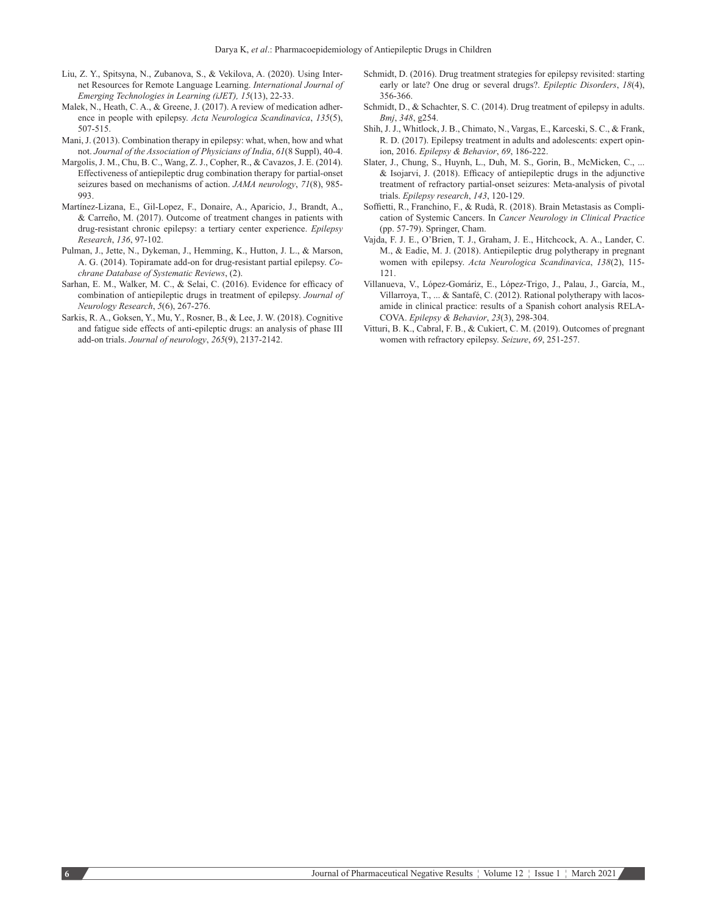Liu, Z. Y., Spitsyna, N., Zubanova, S., & Vekilova, A. (2020). Using Internet Resources for Remote Language Learning. *International Journal of Emerging Technologies in Learning (iJET), 15*(13), 22-33.

Malek, N., Heath, C. A., & Greene, J. (2017). A review of medication adherence in people with epilepsy. *Acta Neurologica Scandinavica*, *135*(5), 507-515.

Mani, J. (2013). Combination therapy in epilepsy: what, when, how and what not. *Journal of the Association of Physicians of India*, *61*(8 Suppl), 40-4.

Margolis, J. M., Chu, B. C., Wang, Z. J., Copher, R., & Cavazos, J. E. (2014). Effectiveness of antiepileptic drug combination therapy for partial-onset seizures based on mechanisms of action. *JAMA neurology*, *71*(8), 985-993.

Martínez-Lizana, E., Gil-Lopez, F., Donaire, A., Aparicio, J., Brandt, A., & Carreño, M. (2017). Outcome of treatment changes in patients with drug-resistant chronic epilepsy: a tertiary center experience. *Epilepsy Research*, *136*, 97-102.

Pulman, J., Jette, N., Dykeman, J., Hemming, K., Hutton, J. L., & Marson, A. G. (2014). Topiramate add-on for drug-resistant partial epilepsy. *Cochrane Database of Systematic Reviews*, (2).

Sarhan, E. M., Walker, M. C., & Selai, C. (2016). Evidence for efficacy of combination of antiepileptic drugs in treatment of epilepsy. *Journal of Neurology Research*, *5*(6), 267-276.

Sarkis, R. A., Goksen, Y., Mu, Y., Rosner, B., & Lee, J. W. (2018). Cognitive and fatigue side effects of anti-epileptic drugs: an analysis of phase III add-on trials. *Journal of neurology*, *265*(9), 2137-2142.

Schmidt, D. (2016). Drug treatment strategies for epilepsy revisited: starting early or late? One drug or several drugs?. *Epileptic Disorders*, *18*(4), 356-366.

Schmidt, D., & Schachter, S. C. (2014). Drug treatment of epilepsy in adults. *Bmj*, *348*, g254.

Shih, J. J., Whitlock, J. B., Chimato, N., Vargas, E., Karceski, S. C., & Frank, R. D. (2017). Epilepsy treatment in adults and adolescents: expert opinion, 2016. *Epilepsy & Behavior*, *69*, 186-222.

Slater, J., Chung, S., Huynh, L., Duh, M. S., Gorin, B., McMicken, C., ... & Isojarvi, J. (2018). Efficacy of antiepileptic drugs in the adjunctive treatment of refractory partial-onset seizures: Meta-analysis of pivotal trials. *Epilepsy research*, *143*, 120-129.

Soffietti, R., Franchino, F., & Rudà, R. (2018). Brain Metastasis as Complication of Systemic Cancers. In *Cancer Neurology in Clinical Practice* (pp. 57-79). Springer, Cham.

Vajda, F. J. E., O'Brien, T. J., Graham, J. E., Hitchcock, A. A., Lander, C. M., & Eadie, M. J. (2018). Antiepileptic drug polytherapy in pregnant women with epilepsy. *Acta Neurologica Scandinavica*, *138*(2), 115-121.

Villanueva, V., López-Gomáriz, E., López-Trigo, J., Palau, J., García, M., Villarroya, T., ... & Santafé, C. (2012). Rational polytherapy with lacosamide in clinical practice: results of a Spanish cohort analysis RELACOVA. *Epilepsy & Behavior*, *23*(3), 298-304.

Vitturi, B. K., Cabral, F. B., & Cukiert, C. M. (2019). Outcomes of pregnant women with refractory epilepsy. *Seizure*, *69*, 251-257.